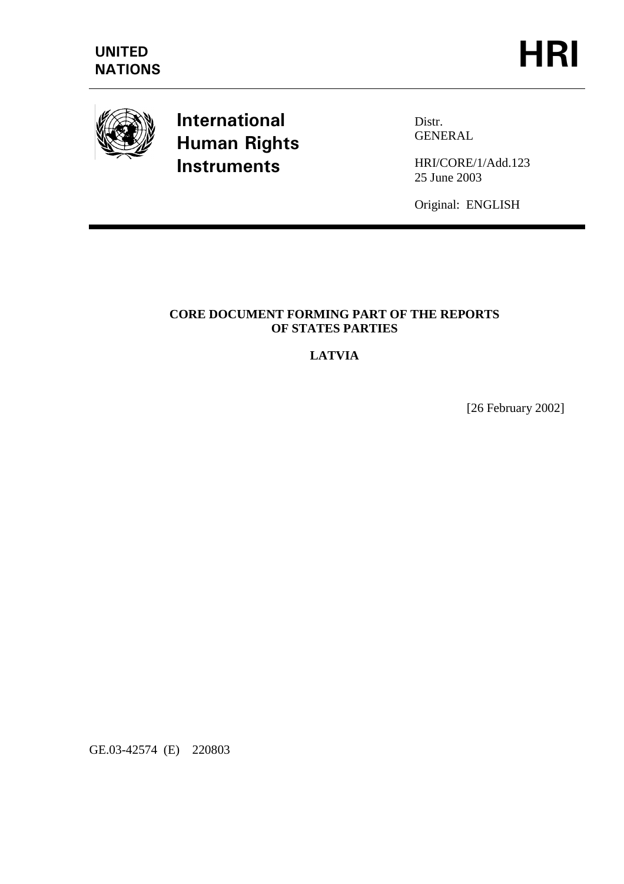UNITED NATIONS

# HRI

**International Human Rights Instruments**

Distr.
GENERAL

HRI/CORE/1/Add.123
25 June 2003

Original: ENGLISH

**CORE DOCUMENT FORMING PART OF THE REPORTS OF STATES PARTIES**

**LATVIA**

[26 February 2002]

GE.03-42574 (E) 220803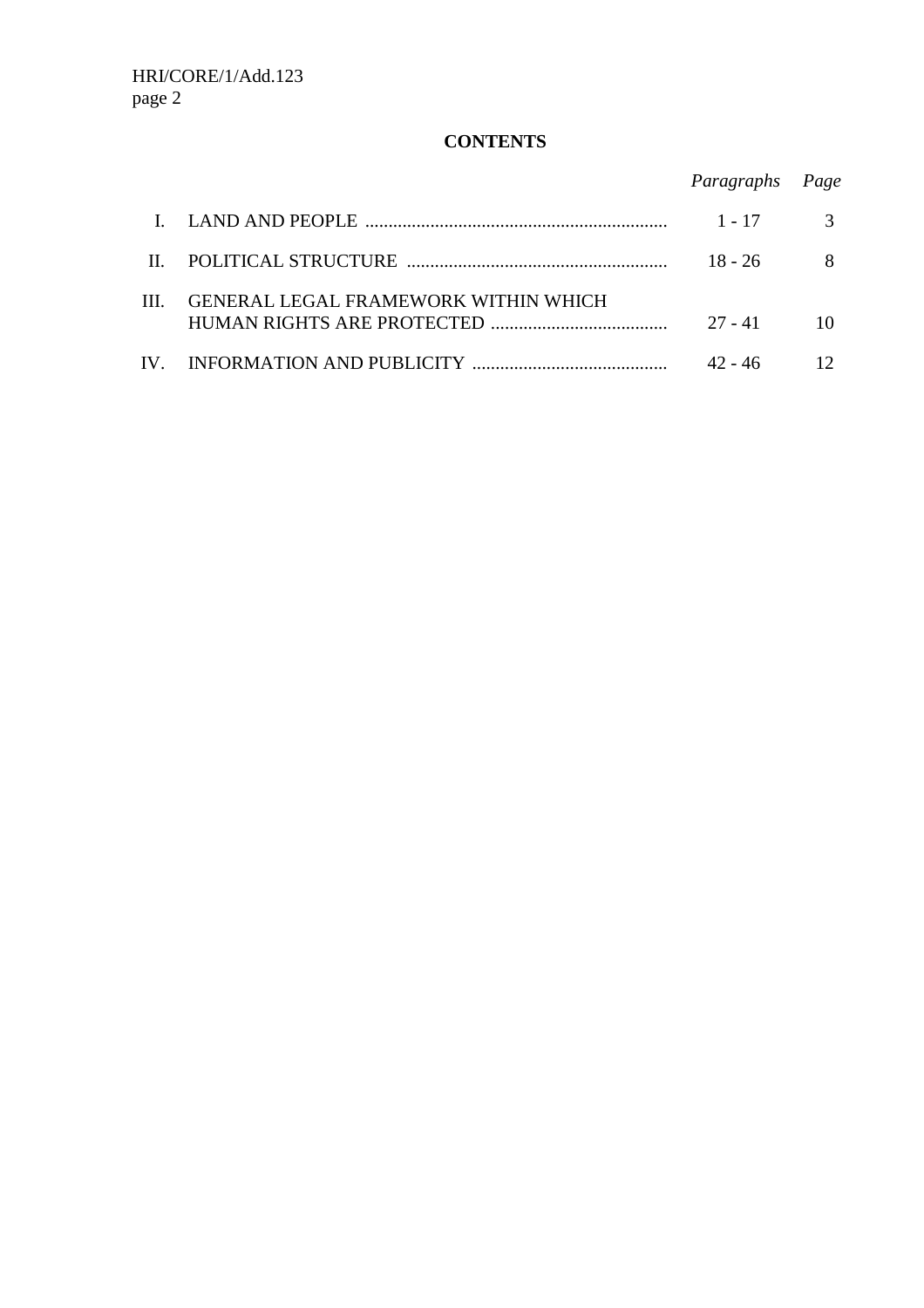**CONTENTS**

| | | *Paragraphs* | *Page* |
|---|---|---|---|
| I. | LAND AND PEOPLE | 1 - 17 | 3 |
| II. | POLITICAL STRUCTURE | 18 - 26 | 8 |
| III. | GENERAL LEGAL FRAMEWORK WITHIN WHICH HUMAN RIGHTS ARE PROTECTED | 27 - 41 | 10 |
| IV. | INFORMATION AND PUBLICITY | 42 - 46 | 12 |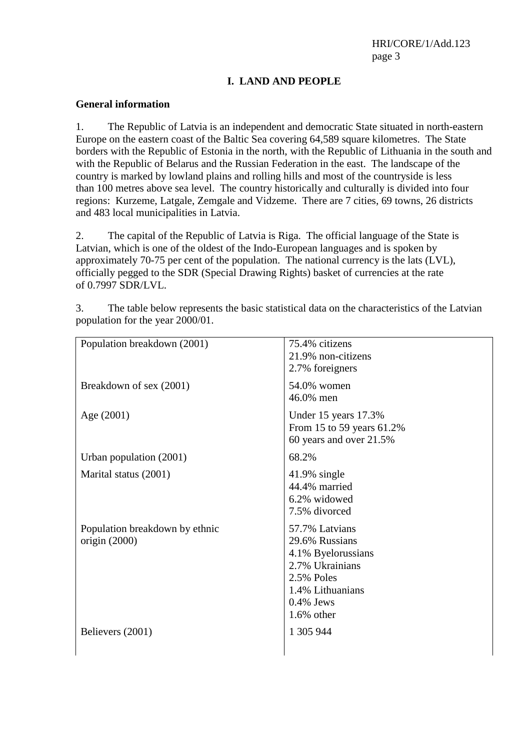# I. LAND AND PEOPLE

## General information

1. The Republic of Latvia is an independent and democratic State situated in north-eastern Europe on the eastern coast of the Baltic Sea covering 64,589 square kilometres. The State borders with the Republic of Estonia in the north, with the Republic of Lithuania in the south and with the Republic of Belarus and the Russian Federation in the east. The landscape of the country is marked by lowland plains and rolling hills and most of the countryside is less than 100 metres above sea level. The country historically and culturally is divided into four regions: Kurzeme, Latgale, Zemgale and Vidzeme. There are 7 cities, 69 towns, 26 districts and 483 local municipalities in Latvia.

2. The capital of the Republic of Latvia is Riga. The official language of the State is Latvian, which is one of the oldest of the Indo-European languages and is spoken by approximately 70-75 per cent of the population. The national currency is the lats (LVL), officially pegged to the SDR (Special Drawing Rights) basket of currencies at the rate of 0.7997 SDR/LVL.

3. The table below represents the basic statistical data on the characteristics of the Latvian population for the year 2000/01.

| | |
|---|---|
| Population breakdown (2001) | 75.4% citizens<br>21.9% non-citizens<br>2.7% foreigners |
| Breakdown of sex (2001) | 54.0% women<br>46.0% men |
| Age (2001) | Under 15 years 17.3%<br>From 15 to 59 years 61.2%<br>60 years and over 21.5% |
| Urban population (2001) | 68.2% |
| Marital status (2001) | 41.9% single<br>44.4% married<br>6.2% widowed<br>7.5% divorced |
| Population breakdown by ethnic origin (2000) | 57.7% Latvians<br>29.6% Russians<br>4.1% Byelorussians<br>2.7% Ukrainians<br>2.5% Poles<br>1.4% Lithuanians<br>0.4% Jews<br>1.6% other |
| Believers (2001) | 1 305 944 |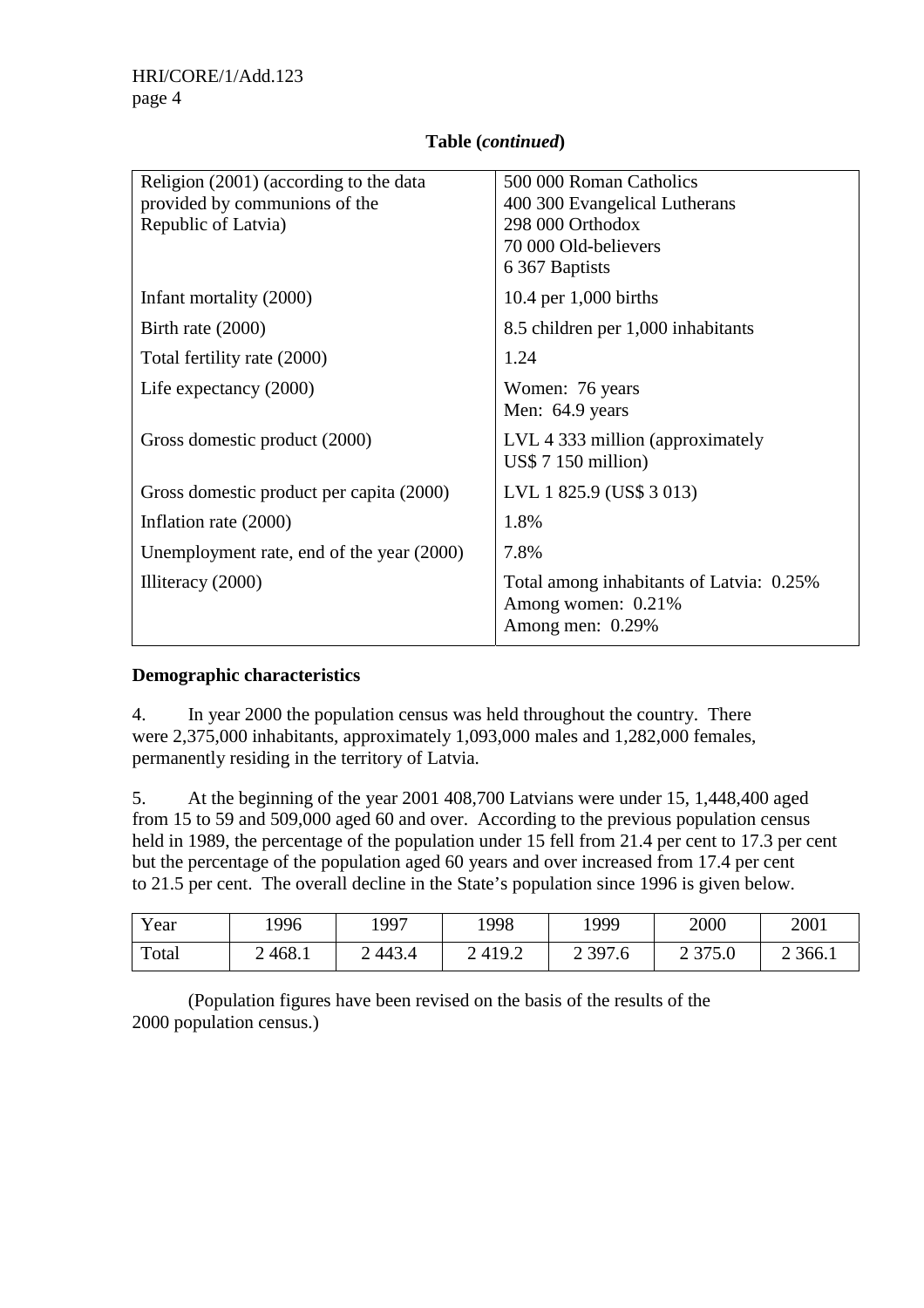**Table (*continued*)**

| | |
|---|---|
| Religion (2001) (according to the data provided by communions of the Republic of Latvia) | 500 000 Roman Catholics<br>400 300 Evangelical Lutherans<br>298 000 Orthodox<br>70 000 Old-believers<br>6 367 Baptists |
| Infant mortality (2000) | 10.4 per 1,000 births |
| Birth rate (2000) | 8.5 children per 1,000 inhabitants |
| Total fertility rate (2000) | 1.24 |
| Life expectancy (2000) | Women: 76 years<br>Men: 64.9 years |
| Gross domestic product (2000) | LVL 4 333 million (approximately US$ 7 150 million) |
| Gross domestic product per capita (2000) | LVL 1 825.9 (US$ 3 013) |
| Inflation rate (2000) | 1.8% |
| Unemployment rate, end of the year (2000) | 7.8% |
| Illiteracy (2000) | Total among inhabitants of Latvia: 0.25%<br>Among women: 0.21%<br>Among men: 0.29% |

**Demographic characteristics**

4. In year 2000 the population census was held throughout the country. There were 2,375,000 inhabitants, approximately 1,093,000 males and 1,282,000 females, permanently residing in the territory of Latvia.

5. At the beginning of the year 2001 408,700 Latvians were under 15, 1,448,400 aged from 15 to 59 and 509,000 aged 60 and over. According to the previous population census held in 1989, the percentage of the population under 15 fell from 21.4 per cent to 17.3 per cent but the percentage of the population aged 60 years and over increased from 17.4 per cent to 21.5 per cent. The overall decline in the State's population since 1996 is given below.

| Year | 1996 | 1997 | 1998 | 1999 | 2000 | 2001 |
|---|---|---|---|---|---|---|
| Total | 2 468.1 | 2 443.4 | 2 419.2 | 2 397.6 | 2 375.0 | 2 366.1 |

(Population figures have been revised on the basis of the results of the 2000 population census.)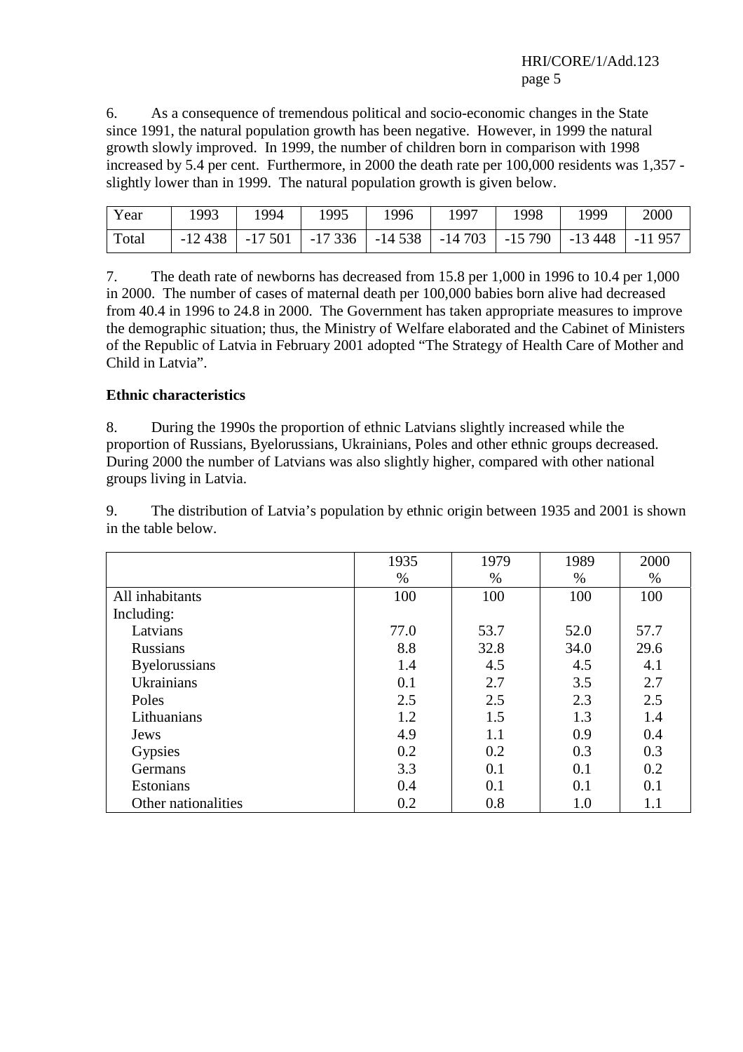6. As a consequence of tremendous political and socio-economic changes in the State since 1991, the natural population growth has been negative. However, in 1999 the natural growth slowly improved. In 1999, the number of children born in comparison with 1998 increased by 5.4 per cent. Furthermore, in 2000 the death rate per 100,000 residents was 1,357 - slightly lower than in 1999. The natural population growth is given below.

| Year | 1993 | 1994 | 1995 | 1996 | 1997 | 1998 | 1999 | 2000 |
|---|---|---|---|---|---|---|---|---|
| Total | -12 438 | -17 501 | -17 336 | -14 538 | -14 703 | -15 790 | -13 448 | -11 957 |

7. The death rate of newborns has decreased from 15.8 per 1,000 in 1996 to 10.4 per 1,000 in 2000. The number of cases of maternal death per 100,000 babies born alive had decreased from 40.4 in 1996 to 24.8 in 2000. The Government has taken appropriate measures to improve the demographic situation; thus, the Ministry of Welfare elaborated and the Cabinet of Ministers of the Republic of Latvia in February 2001 adopted "The Strategy of Health Care of Mother and Child in Latvia".

**Ethnic characteristics**

8. During the 1990s the proportion of ethnic Latvians slightly increased while the proportion of Russians, Byelorussians, Ukrainians, Poles and other ethnic groups decreased. During 2000 the number of Latvians was also slightly higher, compared with other national groups living in Latvia.

9. The distribution of Latvia's population by ethnic origin between 1935 and 2001 is shown in the table below.

| | 1935 % | 1979 % | 1989 % | 2000 % |
|---|---|---|---|---|
| All inhabitants | 100 | 100 | 100 | 100 |
| Including: | | | | |
| Latvians | 77.0 | 53.7 | 52.0 | 57.7 |
| Russians | 8.8 | 32.8 | 34.0 | 29.6 |
| Byelorussians | 1.4 | 4.5 | 4.5 | 4.1 |
| Ukrainians | 0.1 | 2.7 | 3.5 | 2.7 |
| Poles | 2.5 | 2.5 | 2.3 | 2.5 |
| Lithuanians | 1.2 | 1.5 | 1.3 | 1.4 |
| Jews | 4.9 | 1.1 | 0.9 | 0.4 |
| Gypsies | 0.2 | 0.2 | 0.3 | 0.3 |
| Germans | 3.3 | 0.1 | 0.1 | 0.2 |
| Estonians | 0.4 | 0.1 | 0.1 | 0.1 |
| Other nationalities | 0.2 | 0.8 | 1.0 | 1.1 |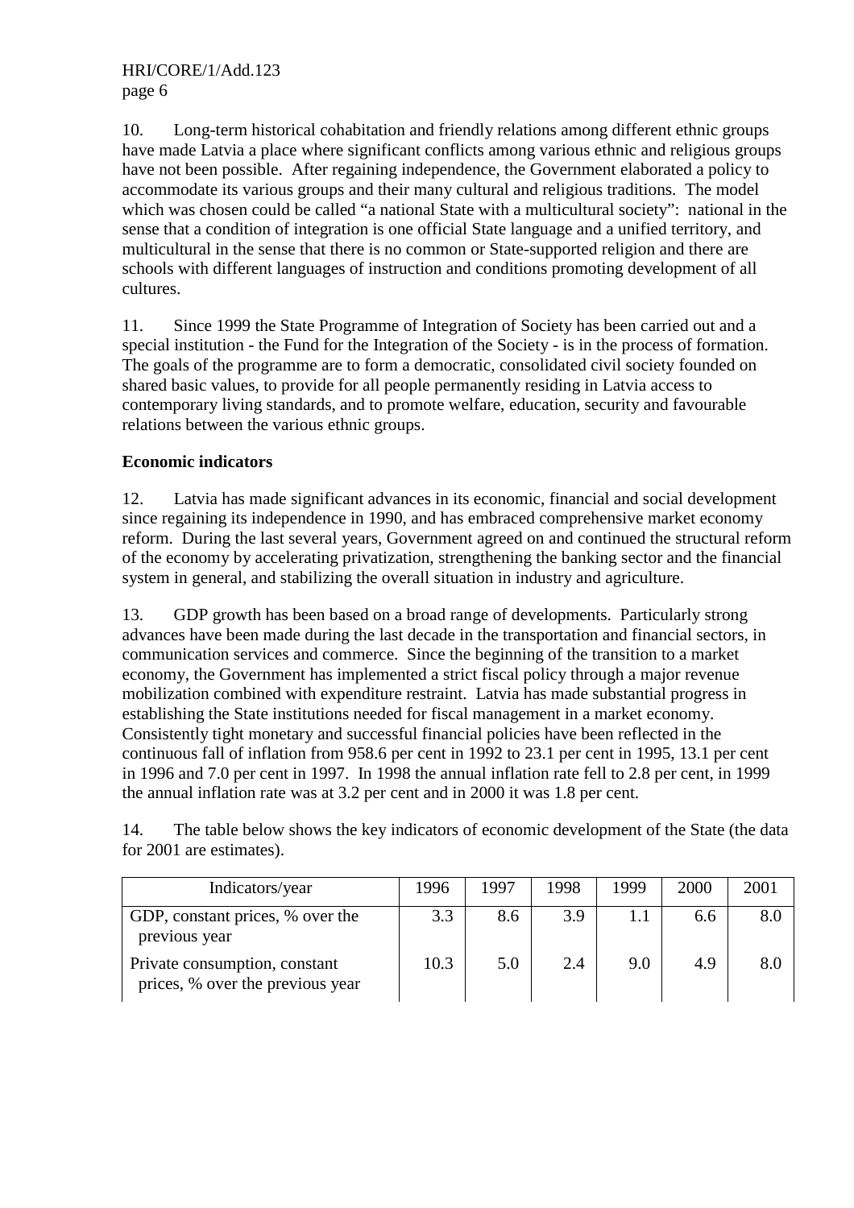10. Long-term historical cohabitation and friendly relations among different ethnic groups have made Latvia a place where significant conflicts among various ethnic and religious groups have not been possible. After regaining independence, the Government elaborated a policy to accommodate its various groups and their many cultural and religious traditions. The model which was chosen could be called "a national State with a multicultural society": national in the sense that a condition of integration is one official State language and a unified territory, and multicultural in the sense that there is no common or State-supported religion and there are schools with different languages of instruction and conditions promoting development of all cultures.

11. Since 1999 the State Programme of Integration of Society has been carried out and a special institution - the Fund for the Integration of the Society - is in the process of formation. The goals of the programme are to form a democratic, consolidated civil society founded on shared basic values, to provide for all people permanently residing in Latvia access to contemporary living standards, and to promote welfare, education, security and favourable relations between the various ethnic groups.

**Economic indicators**

12. Latvia has made significant advances in its economic, financial and social development since regaining its independence in 1990, and has embraced comprehensive market economy reform. During the last several years, Government agreed on and continued the structural reform of the economy by accelerating privatization, strengthening the banking sector and the financial system in general, and stabilizing the overall situation in industry and agriculture.

13. GDP growth has been based on a broad range of developments. Particularly strong advances have been made during the last decade in the transportation and financial sectors, in communication services and commerce. Since the beginning of the transition to a market economy, the Government has implemented a strict fiscal policy through a major revenue mobilization combined with expenditure restraint. Latvia has made substantial progress in establishing the State institutions needed for fiscal management in a market economy. Consistently tight monetary and successful financial policies have been reflected in the continuous fall of inflation from 958.6 per cent in 1992 to 23.1 per cent in 1995, 13.1 per cent in 1996 and 7.0 per cent in 1997. In 1998 the annual inflation rate fell to 2.8 per cent, in 1999 the annual inflation rate was at 3.2 per cent and in 2000 it was 1.8 per cent.

14. The table below shows the key indicators of economic development of the State (the data for 2001 are estimates).

| Indicators/year | 1996 | 1997 | 1998 | 1999 | 2000 | 2001 |
|---|---|---|---|---|---|---|
| GDP, constant prices, % over the previous year | 3.3 | 8.6 | 3.9 | 1.1 | 6.6 | 8.0 |
| Private consumption, constant prices, % over the previous year | 10.3 | 5.0 | 2.4 | 9.0 | 4.9 | 8.0 |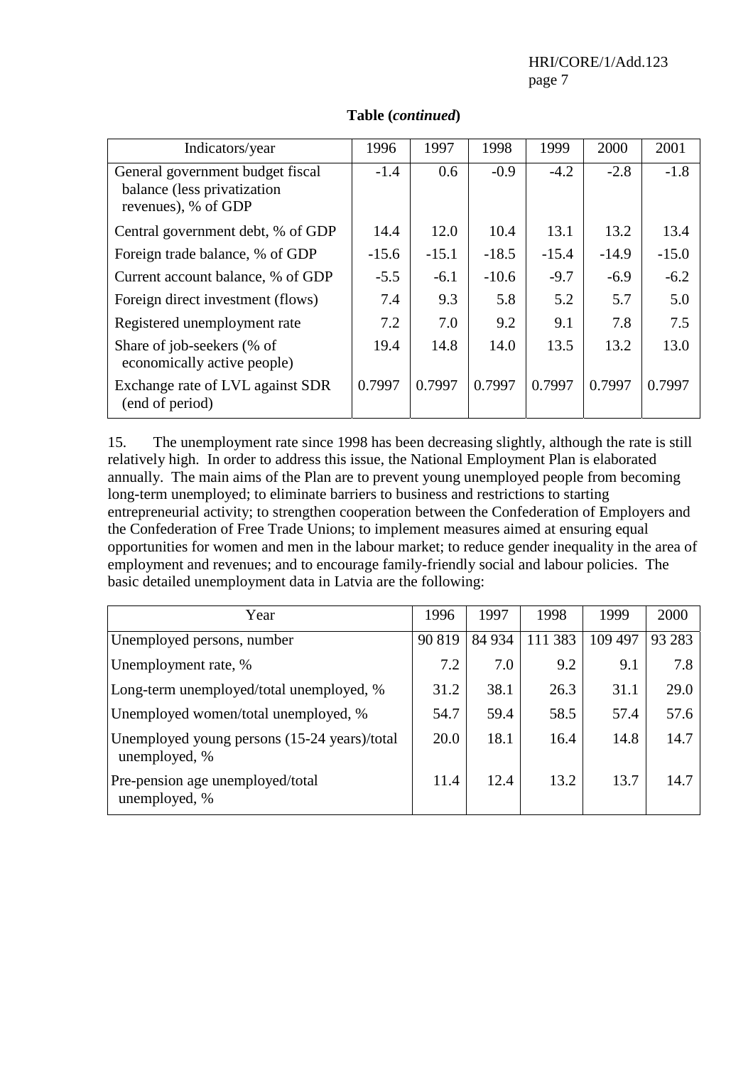**Table (*continued*)**

| Indicators/year | 1996 | 1997 | 1998 | 1999 | 2000 | 2001 |
|---|---|---|---|---|---|---|
| General government budget fiscal balance (less privatization revenues), % of GDP | -1.4 | 0.6 | -0.9 | -4.2 | -2.8 | -1.8 |
| Central government debt, % of GDP | 14.4 | 12.0 | 10.4 | 13.1 | 13.2 | 13.4 |
| Foreign trade balance, % of GDP | -15.6 | -15.1 | -18.5 | -15.4 | -14.9 | -15.0 |
| Current account balance, % of GDP | -5.5 | -6.1 | -10.6 | -9.7 | -6.9 | -6.2 |
| Foreign direct investment (flows) | 7.4 | 9.3 | 5.8 | 5.2 | 5.7 | 5.0 |
| Registered unemployment rate | 7.2 | 7.0 | 9.2 | 9.1 | 7.8 | 7.5 |
| Share of job-seekers (% of economically active people) | 19.4 | 14.8 | 14.0 | 13.5 | 13.2 | 13.0 |
| Exchange rate of LVL against SDR (end of period) | 0.7997 | 0.7997 | 0.7997 | 0.7997 | 0.7997 | 0.7997 |

15. The unemployment rate since 1998 has been decreasing slightly, although the rate is still relatively high. In order to address this issue, the National Employment Plan is elaborated annually. The main aims of the Plan are to prevent young unemployed people from becoming long-term unemployed; to eliminate barriers to business and restrictions to starting entrepreneurial activity; to strengthen cooperation between the Confederation of Employers and the Confederation of Free Trade Unions; to implement measures aimed at ensuring equal opportunities for women and men in the labour market; to reduce gender inequality in the area of employment and revenues; and to encourage family-friendly social and labour policies. The basic detailed unemployment data in Latvia are the following:

| Year | 1996 | 1997 | 1998 | 1999 | 2000 |
|---|---|---|---|---|---|
| Unemployed persons, number | 90 819 | 84 934 | 111 383 | 109 497 | 93 283 |
| Unemployment rate, % | 7.2 | 7.0 | 9.2 | 9.1 | 7.8 |
| Long-term unemployed/total unemployed, % | 31.2 | 38.1 | 26.3 | 31.1 | 29.0 |
| Unemployed women/total unemployed, % | 54.7 | 59.4 | 58.5 | 57.4 | 57.6 |
| Unemployed young persons (15-24 years)/total unemployed, % | 20.0 | 18.1 | 16.4 | 14.8 | 14.7 |
| Pre-pension age unemployed/total unemployed, % | 11.4 | 12.4 | 13.2 | 13.7 | 14.7 |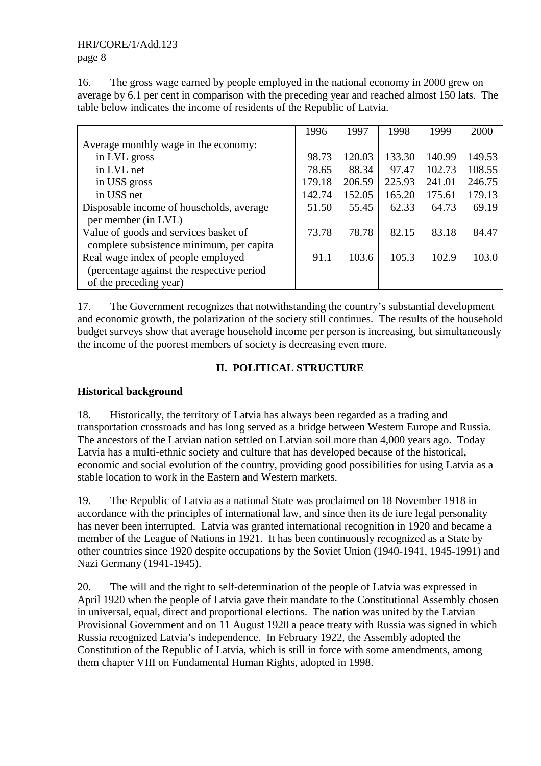16. The gross wage earned by people employed in the national economy in 2000 grew on average by 6.1 per cent in comparison with the preceding year and reached almost 150 lats. The table below indicates the income of residents of the Republic of Latvia.

| | 1996 | 1997 | 1998 | 1999 | 2000 |
|---|---|---|---|---|---|
| Average monthly wage in the economy: | | | | | |
| in LVL gross | 98.73 | 120.03 | 133.30 | 140.99 | 149.53 |
| in LVL net | 78.65 | 88.34 | 97.47 | 102.73 | 108.55 |
| in US$ gross | 179.18 | 206.59 | 225.93 | 241.01 | 246.75 |
| in US$ net | 142.74 | 152.05 | 165.20 | 175.61 | 179.13 |
| Disposable income of households, average per member (in LVL) | 51.50 | 55.45 | 62.33 | 64.73 | 69.19 |
| Value of goods and services basket of complete subsistence minimum, per capita | 73.78 | 78.78 | 82.15 | 83.18 | 84.47 |
| Real wage index of people employed (percentage against the respective period of the preceding year) | 91.1 | 103.6 | 105.3 | 102.9 | 103.0 |

17. The Government recognizes that notwithstanding the country's substantial development and economic growth, the polarization of the society still continues. The results of the household budget surveys show that average household income per person is increasing, but simultaneously the income of the poorest members of society is decreasing even more.

## II. POLITICAL STRUCTURE

### Historical background

18. Historically, the territory of Latvia has always been regarded as a trading and transportation crossroads and has long served as a bridge between Western Europe and Russia. The ancestors of the Latvian nation settled on Latvian soil more than 4,000 years ago. Today Latvia has a multi-ethnic society and culture that has developed because of the historical, economic and social evolution of the country, providing good possibilities for using Latvia as a stable location to work in the Eastern and Western markets.

19. The Republic of Latvia as a national State was proclaimed on 18 November 1918 in accordance with the principles of international law, and since then its de iure legal personality has never been interrupted. Latvia was granted international recognition in 1920 and became a member of the League of Nations in 1921. It has been continuously recognized as a State by other countries since 1920 despite occupations by the Soviet Union (1940-1941, 1945-1991) and Nazi Germany (1941-1945).

20. The will and the right to self-determination of the people of Latvia was expressed in April 1920 when the people of Latvia gave their mandate to the Constitutional Assembly chosen in universal, equal, direct and proportional elections. The nation was united by the Latvian Provisional Government and on 11 August 1920 a peace treaty with Russia was signed in which Russia recognized Latvia's independence. In February 1922, the Assembly adopted the Constitution of the Republic of Latvia, which is still in force with some amendments, among them chapter VIII on Fundamental Human Rights, adopted in 1998.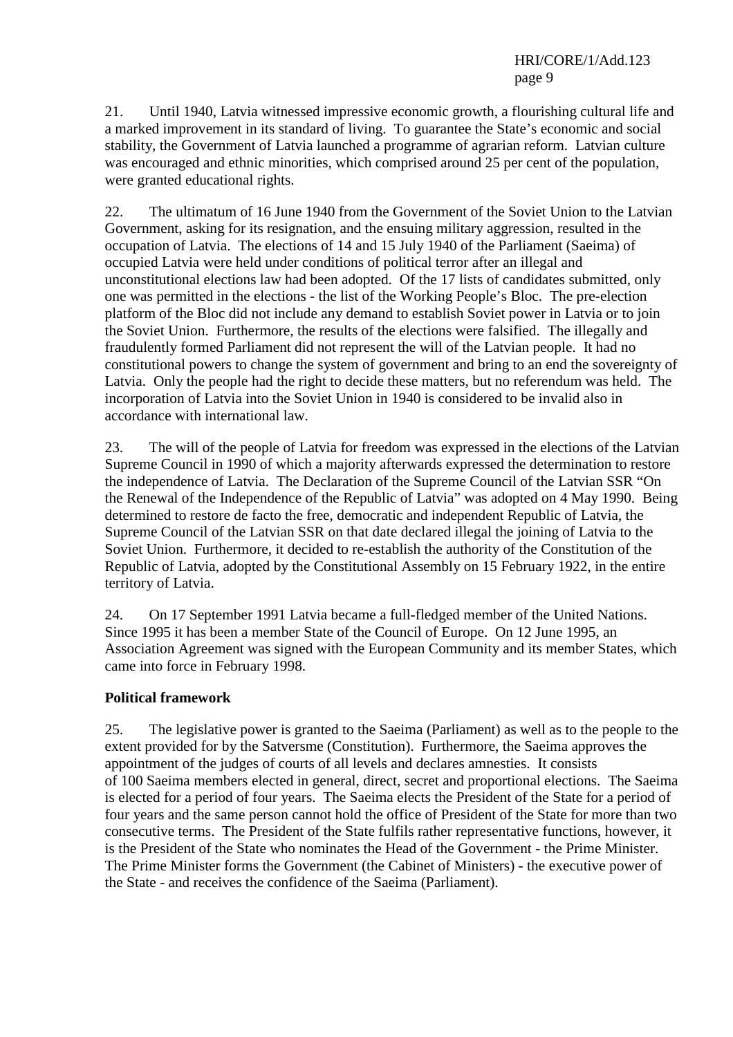21. Until 1940, Latvia witnessed impressive economic growth, a flourishing cultural life and a marked improvement in its standard of living. To guarantee the State's economic and social stability, the Government of Latvia launched a programme of agrarian reform. Latvian culture was encouraged and ethnic minorities, which comprised around 25 per cent of the population, were granted educational rights.

22. The ultimatum of 16 June 1940 from the Government of the Soviet Union to the Latvian Government, asking for its resignation, and the ensuing military aggression, resulted in the occupation of Latvia. The elections of 14 and 15 July 1940 of the Parliament (Saeima) of occupied Latvia were held under conditions of political terror after an illegal and unconstitutional elections law had been adopted. Of the 17 lists of candidates submitted, only one was permitted in the elections - the list of the Working People's Bloc. The pre-election platform of the Bloc did not include any demand to establish Soviet power in Latvia or to join the Soviet Union. Furthermore, the results of the elections were falsified. The illegally and fraudulently formed Parliament did not represent the will of the Latvian people. It had no constitutional powers to change the system of government and bring to an end the sovereignty of Latvia. Only the people had the right to decide these matters, but no referendum was held. The incorporation of Latvia into the Soviet Union in 1940 is considered to be invalid also in accordance with international law.

23. The will of the people of Latvia for freedom was expressed in the elections of the Latvian Supreme Council in 1990 of which a majority afterwards expressed the determination to restore the independence of Latvia. The Declaration of the Supreme Council of the Latvian SSR "On the Renewal of the Independence of the Republic of Latvia" was adopted on 4 May 1990. Being determined to restore de facto the free, democratic and independent Republic of Latvia, the Supreme Council of the Latvian SSR on that date declared illegal the joining of Latvia to the Soviet Union. Furthermore, it decided to re-establish the authority of the Constitution of the Republic of Latvia, adopted by the Constitutional Assembly on 15 February 1922, in the entire territory of Latvia.

24. On 17 September 1991 Latvia became a full-fledged member of the United Nations. Since 1995 it has been a member State of the Council of Europe. On 12 June 1995, an Association Agreement was signed with the European Community and its member States, which came into force in February 1998.

**Political framework**

25. The legislative power is granted to the Saeima (Parliament) as well as to the people to the extent provided for by the Satversme (Constitution). Furthermore, the Saeima approves the appointment of the judges of courts of all levels and declares amnesties. It consists of 100 Saeima members elected in general, direct, secret and proportional elections. The Saeima is elected for a period of four years. The Saeima elects the President of the State for a period of four years and the same person cannot hold the office of President of the State for more than two consecutive terms. The President of the State fulfils rather representative functions, however, it is the President of the State who nominates the Head of the Government - the Prime Minister. The Prime Minister forms the Government (the Cabinet of Ministers) - the executive power of the State - and receives the confidence of the Saeima (Parliament).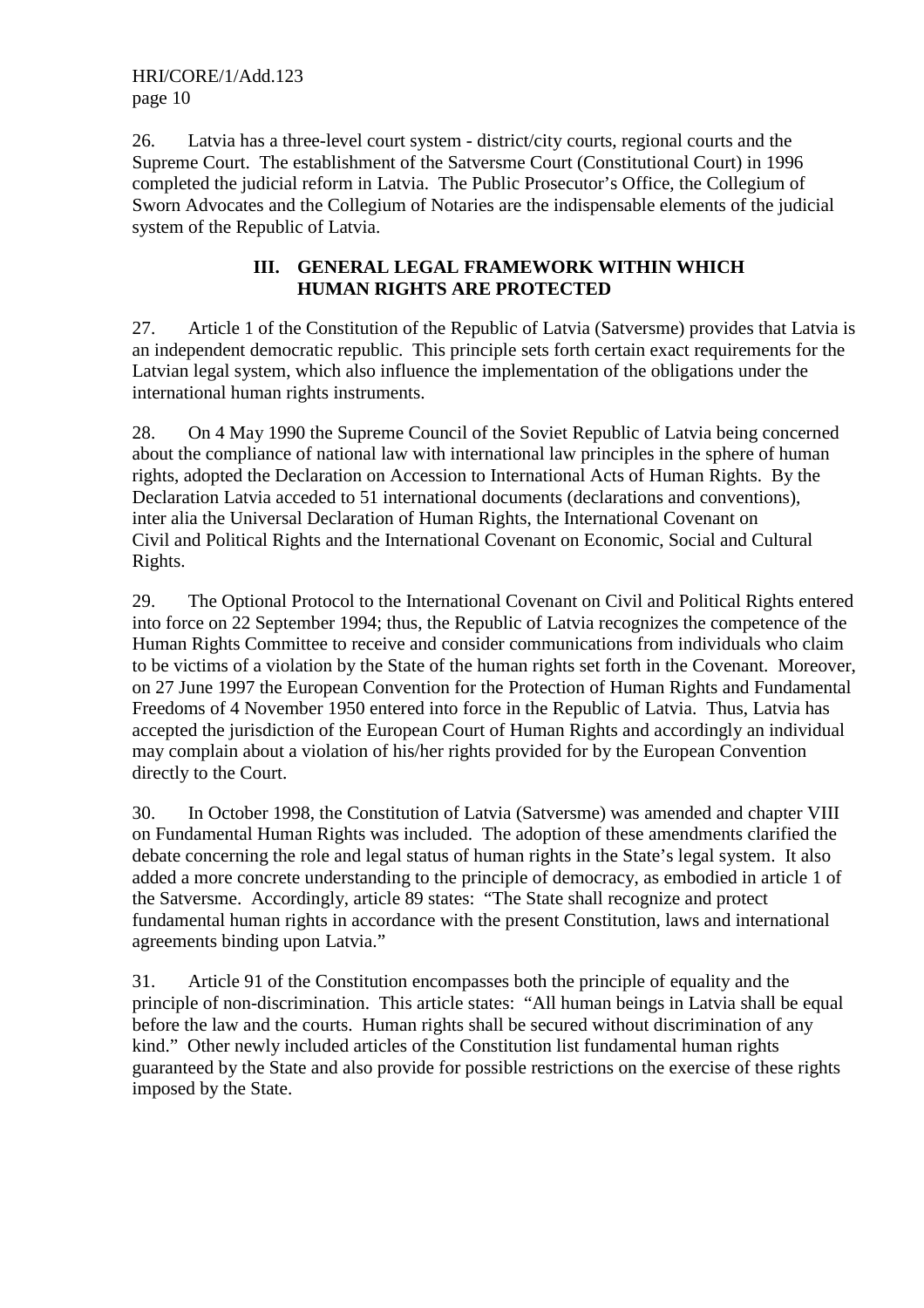26. Latvia has a three-level court system - district/city courts, regional courts and the Supreme Court. The establishment of the Satversme Court (Constitutional Court) in 1996 completed the judicial reform in Latvia. The Public Prosecutor's Office, the Collegium of Sworn Advocates and the Collegium of Notaries are the indispensable elements of the judicial system of the Republic of Latvia.

## III. GENERAL LEGAL FRAMEWORK WITHIN WHICH HUMAN RIGHTS ARE PROTECTED

27. Article 1 of the Constitution of the Republic of Latvia (Satversme) provides that Latvia is an independent democratic republic. This principle sets forth certain exact requirements for the Latvian legal system, which also influence the implementation of the obligations under the international human rights instruments.

28. On 4 May 1990 the Supreme Council of the Soviet Republic of Latvia being concerned about the compliance of national law with international law principles in the sphere of human rights, adopted the Declaration on Accession to International Acts of Human Rights. By the Declaration Latvia acceded to 51 international documents (declarations and conventions), inter alia the Universal Declaration of Human Rights, the International Covenant on Civil and Political Rights and the International Covenant on Economic, Social and Cultural Rights.

29. The Optional Protocol to the International Covenant on Civil and Political Rights entered into force on 22 September 1994; thus, the Republic of Latvia recognizes the competence of the Human Rights Committee to receive and consider communications from individuals who claim to be victims of a violation by the State of the human rights set forth in the Covenant. Moreover, on 27 June 1997 the European Convention for the Protection of Human Rights and Fundamental Freedoms of 4 November 1950 entered into force in the Republic of Latvia. Thus, Latvia has accepted the jurisdiction of the European Court of Human Rights and accordingly an individual may complain about a violation of his/her rights provided for by the European Convention directly to the Court.

30. In October 1998, the Constitution of Latvia (Satversme) was amended and chapter VIII on Fundamental Human Rights was included. The adoption of these amendments clarified the debate concerning the role and legal status of human rights in the State's legal system. It also added a more concrete understanding to the principle of democracy, as embodied in article 1 of the Satversme. Accordingly, article 89 states: "The State shall recognize and protect fundamental human rights in accordance with the present Constitution, laws and international agreements binding upon Latvia."

31. Article 91 of the Constitution encompasses both the principle of equality and the principle of non-discrimination. This article states: "All human beings in Latvia shall be equal before the law and the courts. Human rights shall be secured without discrimination of any kind." Other newly included articles of the Constitution list fundamental human rights guaranteed by the State and also provide for possible restrictions on the exercise of these rights imposed by the State.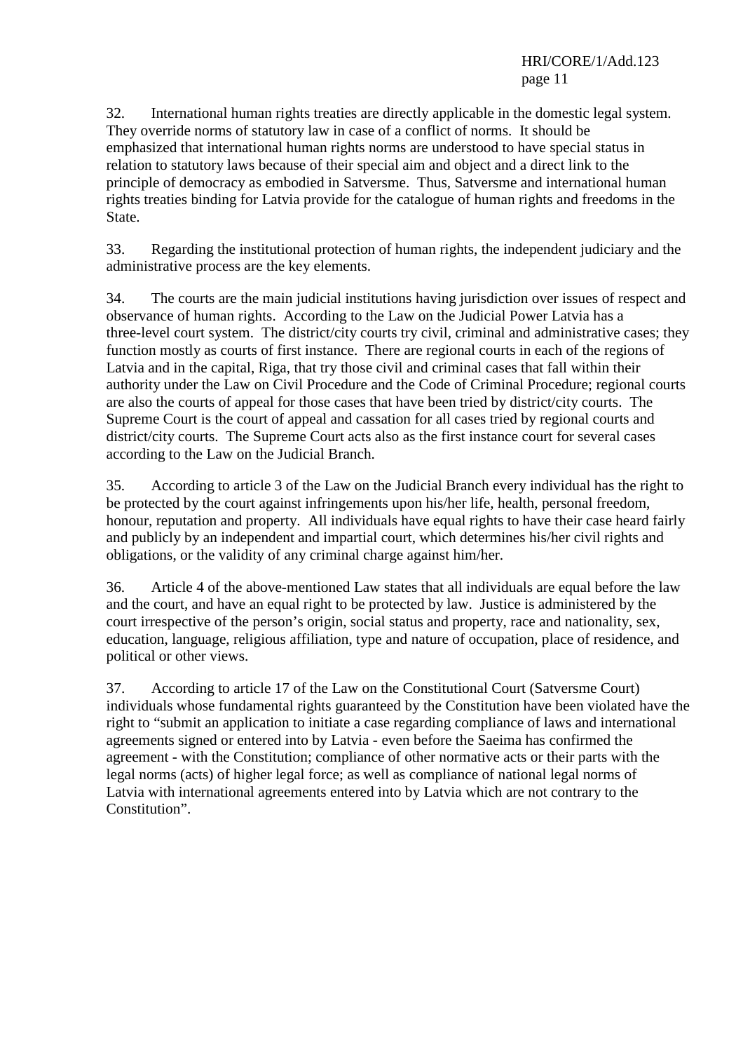32. International human rights treaties are directly applicable in the domestic legal system. They override norms of statutory law in case of a conflict of norms. It should be emphasized that international human rights norms are understood to have special status in relation to statutory laws because of their special aim and object and a direct link to the principle of democracy as embodied in Satversme. Thus, Satversme and international human rights treaties binding for Latvia provide for the catalogue of human rights and freedoms in the State.

33. Regarding the institutional protection of human rights, the independent judiciary and the administrative process are the key elements.

34. The courts are the main judicial institutions having jurisdiction over issues of respect and observance of human rights. According to the Law on the Judicial Power Latvia has a three-level court system. The district/city courts try civil, criminal and administrative cases; they function mostly as courts of first instance. There are regional courts in each of the regions of Latvia and in the capital, Riga, that try those civil and criminal cases that fall within their authority under the Law on Civil Procedure and the Code of Criminal Procedure; regional courts are also the courts of appeal for those cases that have been tried by district/city courts. The Supreme Court is the court of appeal and cassation for all cases tried by regional courts and district/city courts. The Supreme Court acts also as the first instance court for several cases according to the Law on the Judicial Branch.

35. According to article 3 of the Law on the Judicial Branch every individual has the right to be protected by the court against infringements upon his/her life, health, personal freedom, honour, reputation and property. All individuals have equal rights to have their case heard fairly and publicly by an independent and impartial court, which determines his/her civil rights and obligations, or the validity of any criminal charge against him/her.

36. Article 4 of the above-mentioned Law states that all individuals are equal before the law and the court, and have an equal right to be protected by law. Justice is administered by the court irrespective of the person's origin, social status and property, race and nationality, sex, education, language, religious affiliation, type and nature of occupation, place of residence, and political or other views.

37. According to article 17 of the Law on the Constitutional Court (Satversme Court) individuals whose fundamental rights guaranteed by the Constitution have been violated have the right to "submit an application to initiate a case regarding compliance of laws and international agreements signed or entered into by Latvia - even before the Saeima has confirmed the agreement - with the Constitution; compliance of other normative acts or their parts with the legal norms (acts) of higher legal force; as well as compliance of national legal norms of Latvia with international agreements entered into by Latvia which are not contrary to the Constitution".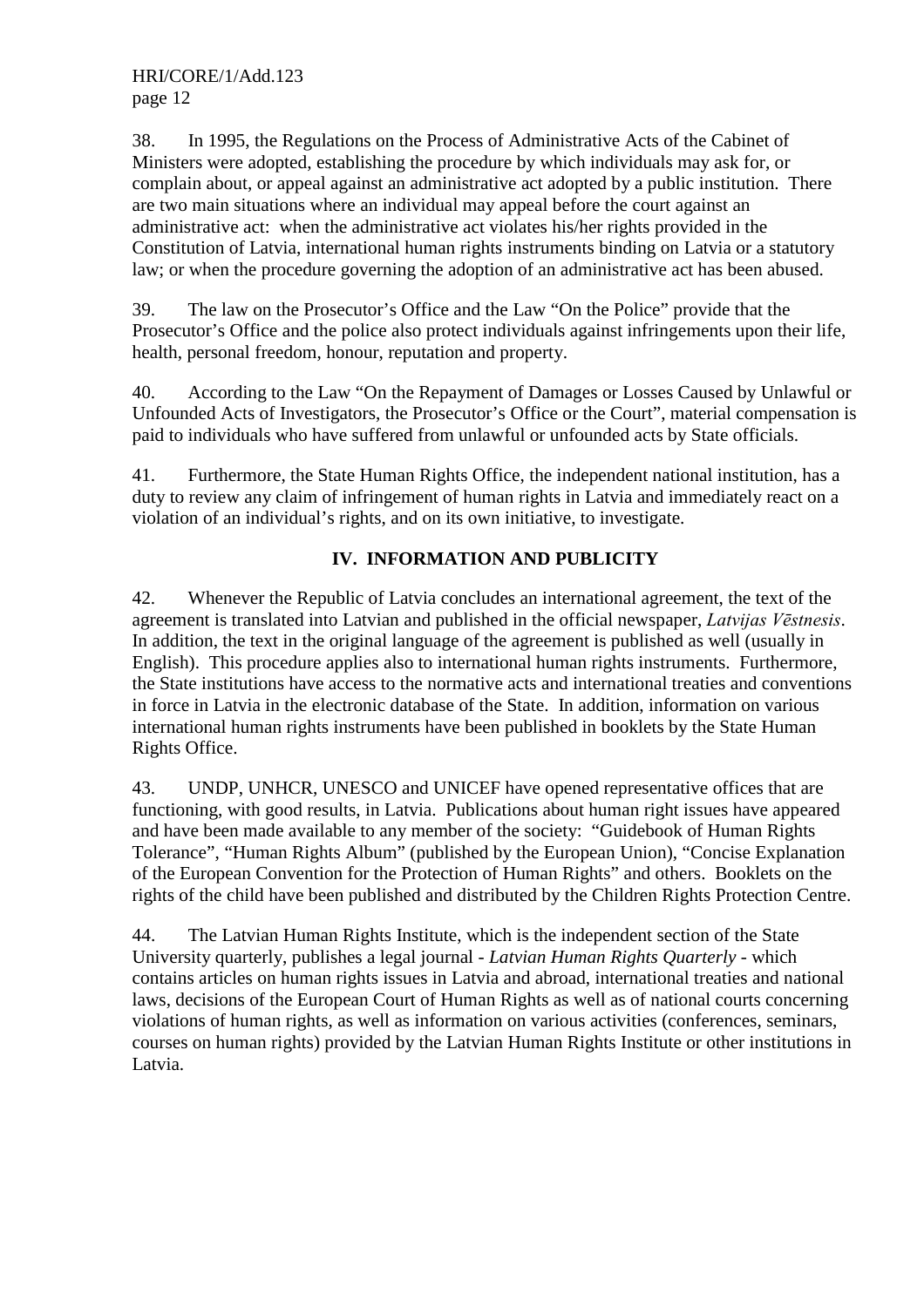38. In 1995, the Regulations on the Process of Administrative Acts of the Cabinet of Ministers were adopted, establishing the procedure by which individuals may ask for, or complain about, or appeal against an administrative act adopted by a public institution. There are two main situations where an individual may appeal before the court against an administrative act: when the administrative act violates his/her rights provided in the Constitution of Latvia, international human rights instruments binding on Latvia or a statutory law; or when the procedure governing the adoption of an administrative act has been abused.

39. The law on the Prosecutor's Office and the Law "On the Police" provide that the Prosecutor's Office and the police also protect individuals against infringements upon their life, health, personal freedom, honour, reputation and property.

40. According to the Law "On the Repayment of Damages or Losses Caused by Unlawful or Unfounded Acts of Investigators, the Prosecutor's Office or the Court", material compensation is paid to individuals who have suffered from unlawful or unfounded acts by State officials.

41. Furthermore, the State Human Rights Office, the independent national institution, has a duty to review any claim of infringement of human rights in Latvia and immediately react on a violation of an individual's rights, and on its own initiative, to investigate.

## IV. INFORMATION AND PUBLICITY

42. Whenever the Republic of Latvia concludes an international agreement, the text of the agreement is translated into Latvian and published in the official newspaper, *Latvijas Vēstnesis*. In addition, the text in the original language of the agreement is published as well (usually in English). This procedure applies also to international human rights instruments. Furthermore, the State institutions have access to the normative acts and international treaties and conventions in force in Latvia in the electronic database of the State. In addition, information on various international human rights instruments have been published in booklets by the State Human Rights Office.

43. UNDP, UNHCR, UNESCO and UNICEF have opened representative offices that are functioning, with good results, in Latvia. Publications about human right issues have appeared and have been made available to any member of the society: "Guidebook of Human Rights Tolerance", "Human Rights Album" (published by the European Union), "Concise Explanation of the European Convention for the Protection of Human Rights" and others. Booklets on the rights of the child have been published and distributed by the Children Rights Protection Centre.

44. The Latvian Human Rights Institute, which is the independent section of the State University quarterly, publishes a legal journal - *Latvian Human Rights Quarterly* - which contains articles on human rights issues in Latvia and abroad, international treaties and national laws, decisions of the European Court of Human Rights as well as of national courts concerning violations of human rights, as well as information on various activities (conferences, seminars, courses on human rights) provided by the Latvian Human Rights Institute or other institutions in Latvia.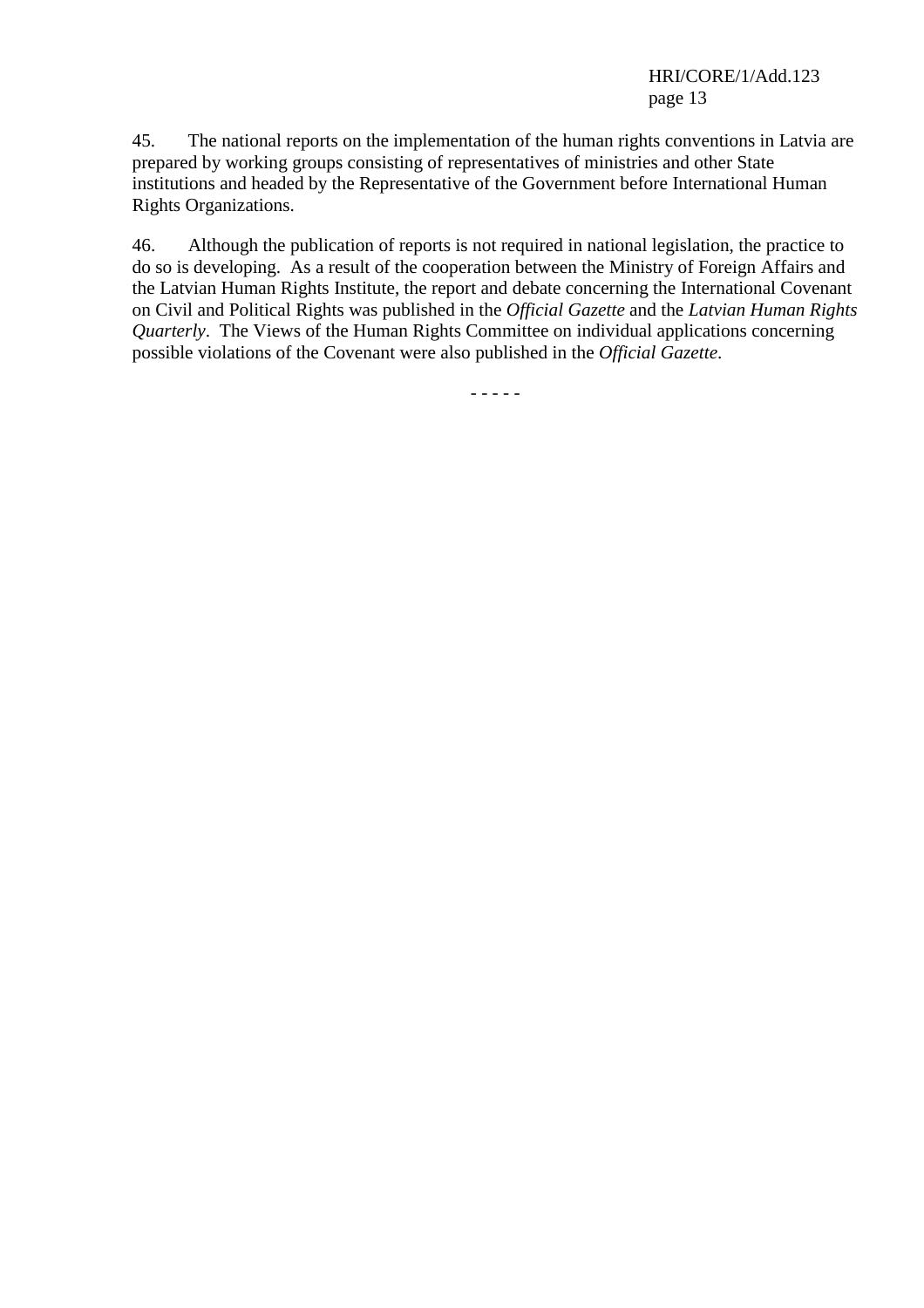45. The national reports on the implementation of the human rights conventions in Latvia are prepared by working groups consisting of representatives of ministries and other State institutions and headed by the Representative of the Government before International Human Rights Organizations.

46. Although the publication of reports is not required in national legislation, the practice to do so is developing. As a result of the cooperation between the Ministry of Foreign Affairs and the Latvian Human Rights Institute, the report and debate concerning the International Covenant on Civil and Political Rights was published in the *Official Gazette* and the *Latvian Human Rights Quarterly*. The Views of the Human Rights Committee on individual applications concerning possible violations of the Covenant were also published in the *Official Gazette*.

- - - - -